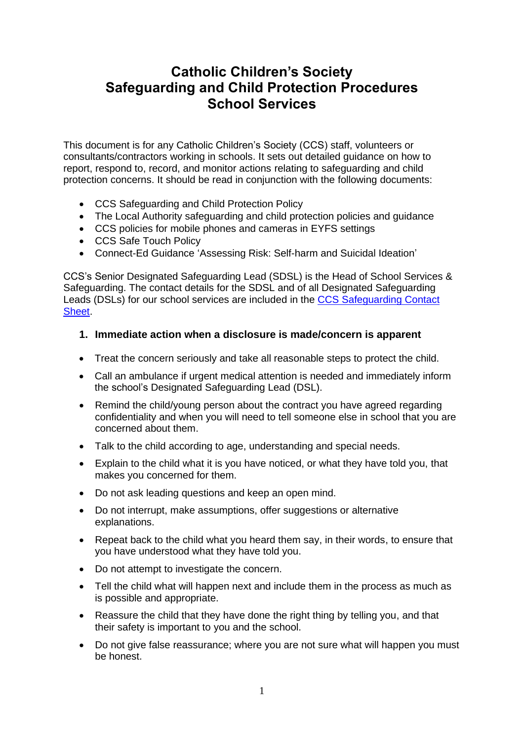# Catholic Children's Society
# Safeguarding and Child Protection Procedures
# School Services

This document is for any Catholic Children's Society (CCS) staff, volunteers or consultants/contractors working in schools. It sets out detailed guidance on how to report, respond to, record, and monitor actions relating to safeguarding and child protection concerns. It should be read in conjunction with the following documents:

- CCS Safeguarding and Child Protection Policy
- The Local Authority safeguarding and child protection policies and guidance
- CCS policies for mobile phones and cameras in EYFS settings
- CCS Safe Touch Policy
- Connect-Ed Guidance 'Assessing Risk: Self-harm and Suicidal Ideation'

CCS's Senior Designated Safeguarding Lead (SDSL) is the Head of School Services & Safeguarding. The contact details for the SDSL and of all Designated Safeguarding Leads (DSLs) for our school services are included in the CCS Safeguarding Contact Sheet.

## 1. Immediate action when a disclosure is made/concern is apparent

- Treat the concern seriously and take all reasonable steps to protect the child.
- Call an ambulance if urgent medical attention is needed and immediately inform the school's Designated Safeguarding Lead (DSL).
- Remind the child/young person about the contract you have agreed regarding confidentiality and when you will need to tell someone else in school that you are concerned about them.
- Talk to the child according to age, understanding and special needs.
- Explain to the child what it is you have noticed, or what they have told you, that makes you concerned for them.
- Do not ask leading questions and keep an open mind.
- Do not interrupt, make assumptions, offer suggestions or alternative explanations.
- Repeat back to the child what you heard them say, in their words, to ensure that you have understood what they have told you.
- Do not attempt to investigate the concern.
- Tell the child what will happen next and include them in the process as much as is possible and appropriate.
- Reassure the child that they have done the right thing by telling you, and that their safety is important to you and the school.
- Do not give false reassurance; where you are not sure what will happen you must be honest.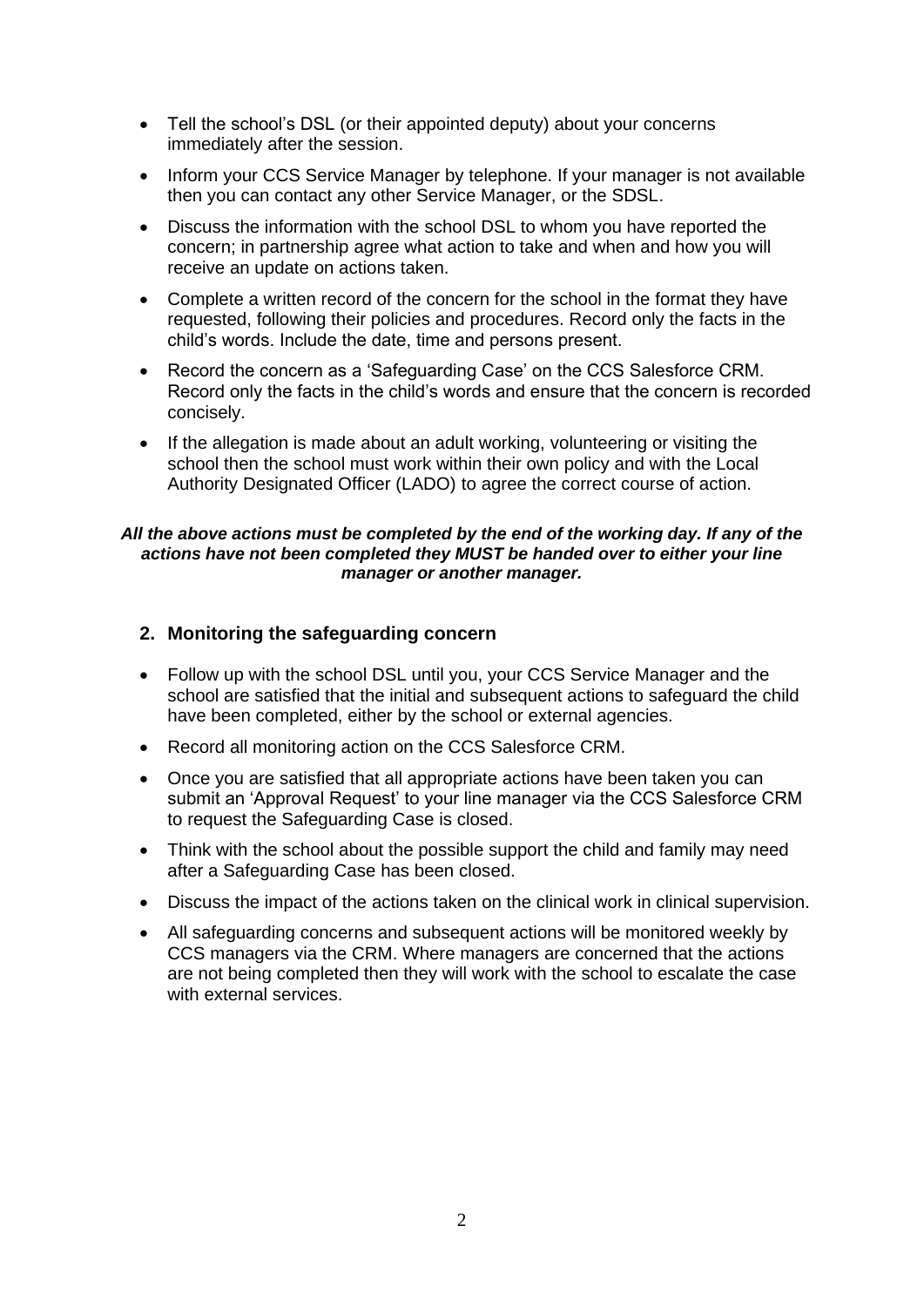- Tell the school's DSL (or their appointed deputy) about your concerns immediately after the session.
- Inform your CCS Service Manager by telephone. If your manager is not available then you can contact any other Service Manager, or the SDSL.
- Discuss the information with the school DSL to whom you have reported the concern; in partnership agree what action to take and when and how you will receive an update on actions taken.
- Complete a written record of the concern for the school in the format they have requested, following their policies and procedures. Record only the facts in the child's words. Include the date, time and persons present.
- Record the concern as a 'Safeguarding Case' on the CCS Salesforce CRM. Record only the facts in the child's words and ensure that the concern is recorded concisely.
- If the allegation is made about an adult working, volunteering or visiting the school then the school must work within their own policy and with the Local Authority Designated Officer (LADO) to agree the correct course of action.

***All the above actions must be completed by the end of the working day. If any of the actions have not been completed they MUST be handed over to either your line manager or another manager.***

## 2. Monitoring the safeguarding concern

- Follow up with the school DSL until you, your CCS Service Manager and the school are satisfied that the initial and subsequent actions to safeguard the child have been completed, either by the school or external agencies.
- Record all monitoring action on the CCS Salesforce CRM.
- Once you are satisfied that all appropriate actions have been taken you can submit an 'Approval Request' to your line manager via the CCS Salesforce CRM to request the Safeguarding Case is closed.
- Think with the school about the possible support the child and family may need after a Safeguarding Case has been closed.
- Discuss the impact of the actions taken on the clinical work in clinical supervision.
- All safeguarding concerns and subsequent actions will be monitored weekly by CCS managers via the CRM. Where managers are concerned that the actions are not being completed then they will work with the school to escalate the case with external services.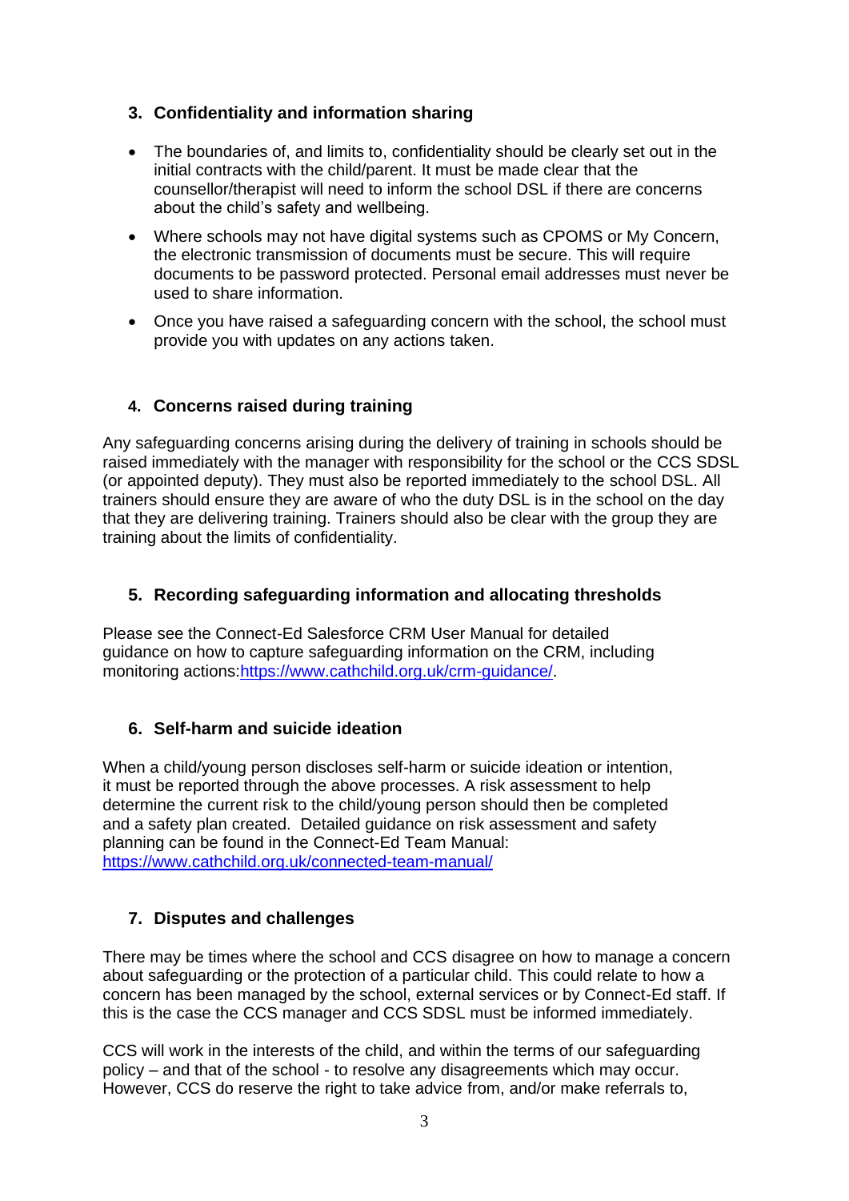## 3. Confidentiality and information sharing

- The boundaries of, and limits to, confidentiality should be clearly set out in the initial contracts with the child/parent. It must be made clear that the counsellor/therapist will need to inform the school DSL if there are concerns about the child's safety and wellbeing.
- Where schools may not have digital systems such as CPOMS or My Concern, the electronic transmission of documents must be secure. This will require documents to be password protected. Personal email addresses must never be used to share information.
- Once you have raised a safeguarding concern with the school, the school must provide you with updates on any actions taken.

## 4. Concerns raised during training

Any safeguarding concerns arising during the delivery of training in schools should be raised immediately with the manager with responsibility for the school or the CCS SDSL (or appointed deputy). They must also be reported immediately to the school DSL. All trainers should ensure they are aware of who the duty DSL is in the school on the day that they are delivering training. Trainers should also be clear with the group they are training about the limits of confidentiality.

## 5. Recording safeguarding information and allocating thresholds

Please see the Connect-Ed Salesforce CRM User Manual for detailed guidance on how to capture safeguarding information on the CRM, including monitoring actions:[https://www.cathchild.org.uk/crm-guidance/](https://www.cathchild.org.uk/crm-guidance/).

## 6. Self-harm and suicide ideation

When a child/young person discloses self-harm or suicide ideation or intention, it must be reported through the above processes. A risk assessment to help determine the current risk to the child/young person should then be completed and a safety plan created. Detailed guidance on risk assessment and safety planning can be found in the Connect-Ed Team Manual: [https://www.cathchild.org.uk/connected-team-manual/](https://www.cathchild.org.uk/connected-team-manual/)

## 7. Disputes and challenges

There may be times where the school and CCS disagree on how to manage a concern about safeguarding or the protection of a particular child. This could relate to how a concern has been managed by the school, external services or by Connect-Ed staff. If this is the case the CCS manager and CCS SDSL must be informed immediately.

CCS will work in the interests of the child, and within the terms of our safeguarding policy – and that of the school - to resolve any disagreements which may occur. However, CCS do reserve the right to take advice from, and/or make referrals to,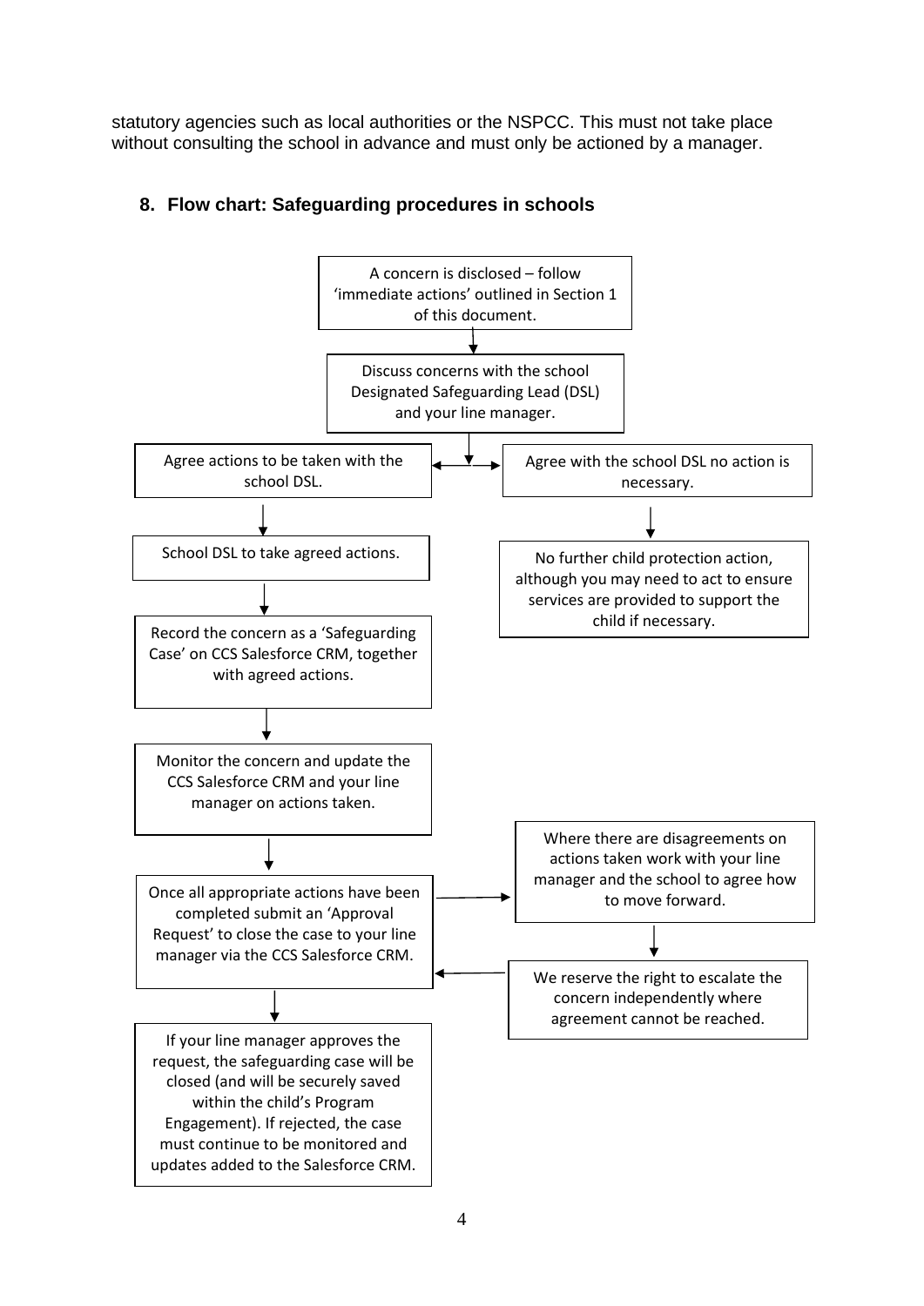statutory agencies such as local authorities or the NSPCC. This must not take place without consulting the school in advance and must only be actioned by a manager.

## 8. Flow chart: Safeguarding procedures in schools

A concern is disclosed – follow 'immediate actions' outlined in Section 1 of this document.

Discuss concerns with the school Designated Safeguarding Lead (DSL) and your line manager.

Agree actions to be taken with the school DSL.

Agree with the school DSL no action is necessary.

School DSL to take agreed actions.

No further child protection action, although you may need to act to ensure services are provided to support the child if necessary.

Record the concern as a 'Safeguarding Case' on CCS Salesforce CRM, together with agreed actions.

Monitor the concern and update the CCS Salesforce CRM and your line manager on actions taken.

Once all appropriate actions have been completed submit an 'Approval Request' to close the case to your line manager via the CCS Salesforce CRM.

Where there are disagreements on actions taken work with your line manager and the school to agree how to move forward.

We reserve the right to escalate the concern independently where agreement cannot be reached.

If your line manager approves the request, the safeguarding case will be closed (and will be securely saved within the child's Program Engagement). If rejected, the case must continue to be monitored and updates added to the Salesforce CRM.